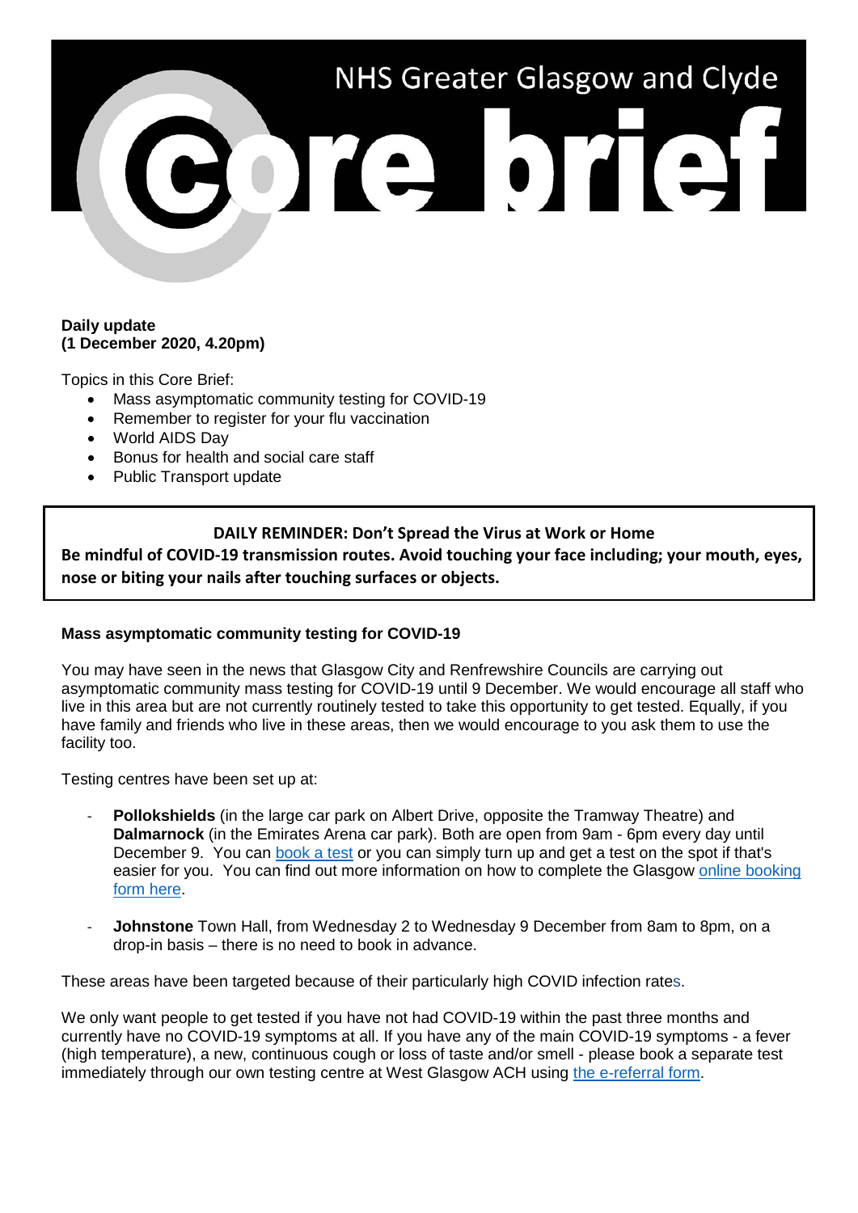# NHS Greater Glasgow and Clyde Core brief

**Daily update**
**(1 December 2020, 4.20pm)**

Topics in this Core Brief:

- Mass asymptomatic community testing for COVID-19
- Remember to register for your flu vaccination
- World AIDS Day
- Bonus for health and social care staff
- Public Transport update

**DAILY REMINDER: Don't Spread the Virus at Work or Home**
**Be mindful of COVID-19 transmission routes. Avoid touching your face including; your mouth, eyes, nose or biting your nails after touching surfaces or objects.**

### Mass asymptomatic community testing for COVID-19

You may have seen in the news that Glasgow City and Renfrewshire Councils are carrying out asymptomatic community mass testing for COVID-19 until 9 December. We would encourage all staff who live in this area but are not currently routinely tested to take this opportunity to get tested. Equally, if you have family and friends who live in these areas, then we would encourage to you ask them to use the facility too.

Testing centres have been set up at:

- **Pollokshields** (in the large car park on Albert Drive, opposite the Tramway Theatre) and **Dalmarnock** (in the Emirates Arena car park). Both are open from 9am - 6pm every day until December 9. You can book a test or you can simply turn up and get a test on the spot if that's easier for you. You can find out more information on how to complete the Glasgow online booking form here.

- **Johnstone** Town Hall, from Wednesday 2 to Wednesday 9 December from 8am to 8pm, on a drop-in basis – there is no need to book in advance.

These areas have been targeted because of their particularly high COVID infection rates.

We only want people to get tested if you have not had COVID-19 within the past three months and currently have no COVID-19 symptoms at all. If you have any of the main COVID-19 symptoms - a fever (high temperature), a new, continuous cough or loss of taste and/or smell - please book a separate test immediately through our own testing centre at West Glasgow ACH using the e-referral form.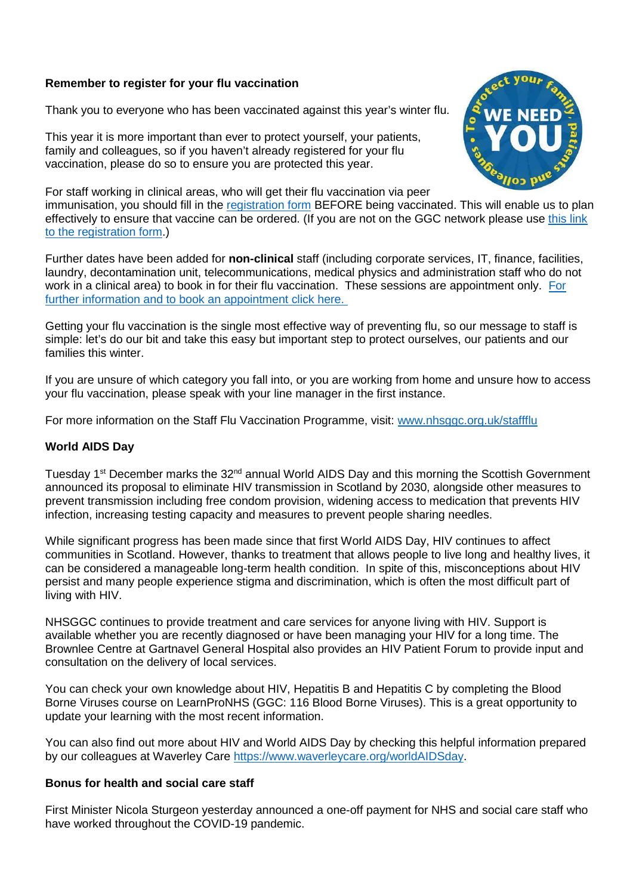**Remember to register for your flu vaccination**

Thank you to everyone who has been vaccinated against this year's winter flu.

This year it is more important than ever to protect yourself, your patients, family and colleagues, so if you haven't already registered for your flu vaccination, please do so to ensure you are protected this year.

For staff working in clinical areas, who will get their flu vaccination via peer immunisation, you should fill in the registration form BEFORE being vaccinated. This will enable us to plan effectively to ensure that vaccine can be ordered. (If you are not on the GGC network please use this link to the registration form.)

Further dates have been added for **non-clinical** staff (including corporate services, IT, finance, facilities, laundry, decontamination unit, telecommunications, medical physics and administration staff who do not work in a clinical area) to book in for their flu vaccination. These sessions are appointment only. For further information and to book an appointment click here.

Getting your flu vaccination is the single most effective way of preventing flu, so our message to staff is simple: let's do our bit and take this easy but important step to protect ourselves, our patients and our families this winter.

If you are unsure of which category you fall into, or you are working from home and unsure how to access your flu vaccination, please speak with your line manager in the first instance.

For more information on the Staff Flu Vaccination Programme, visit: www.nhsggc.org.uk/staffflu

**World AIDS Day**

Tuesday 1st December marks the 32nd annual World AIDS Day and this morning the Scottish Government announced its proposal to eliminate HIV transmission in Scotland by 2030, alongside other measures to prevent transmission including free condom provision, widening access to medication that prevents HIV infection, increasing testing capacity and measures to prevent people sharing needles.

While significant progress has been made since that first World AIDS Day, HIV continues to affect communities in Scotland. However, thanks to treatment that allows people to live long and healthy lives, it can be considered a manageable long-term health condition. In spite of this, misconceptions about HIV persist and many people experience stigma and discrimination, which is often the most difficult part of living with HIV.

NHSGGC continues to provide treatment and care services for anyone living with HIV. Support is available whether you are recently diagnosed or have been managing your HIV for a long time. The Brownlee Centre at Gartnavel General Hospital also provides an HIV Patient Forum to provide input and consultation on the delivery of local services.

You can check your own knowledge about HIV, Hepatitis B and Hepatitis C by completing the Blood Borne Viruses course on LearnProNHS (GGC: 116 Blood Borne Viruses). This is a great opportunity to update your learning with the most recent information.

You can also find out more about HIV and World AIDS Day by checking this helpful information prepared by our colleagues at Waverley Care https://www.waverleycare.org/worldAIDSday.

**Bonus for health and social care staff**

First Minister Nicola Sturgeon yesterday announced a one-off payment for NHS and social care staff who have worked throughout the COVID-19 pandemic.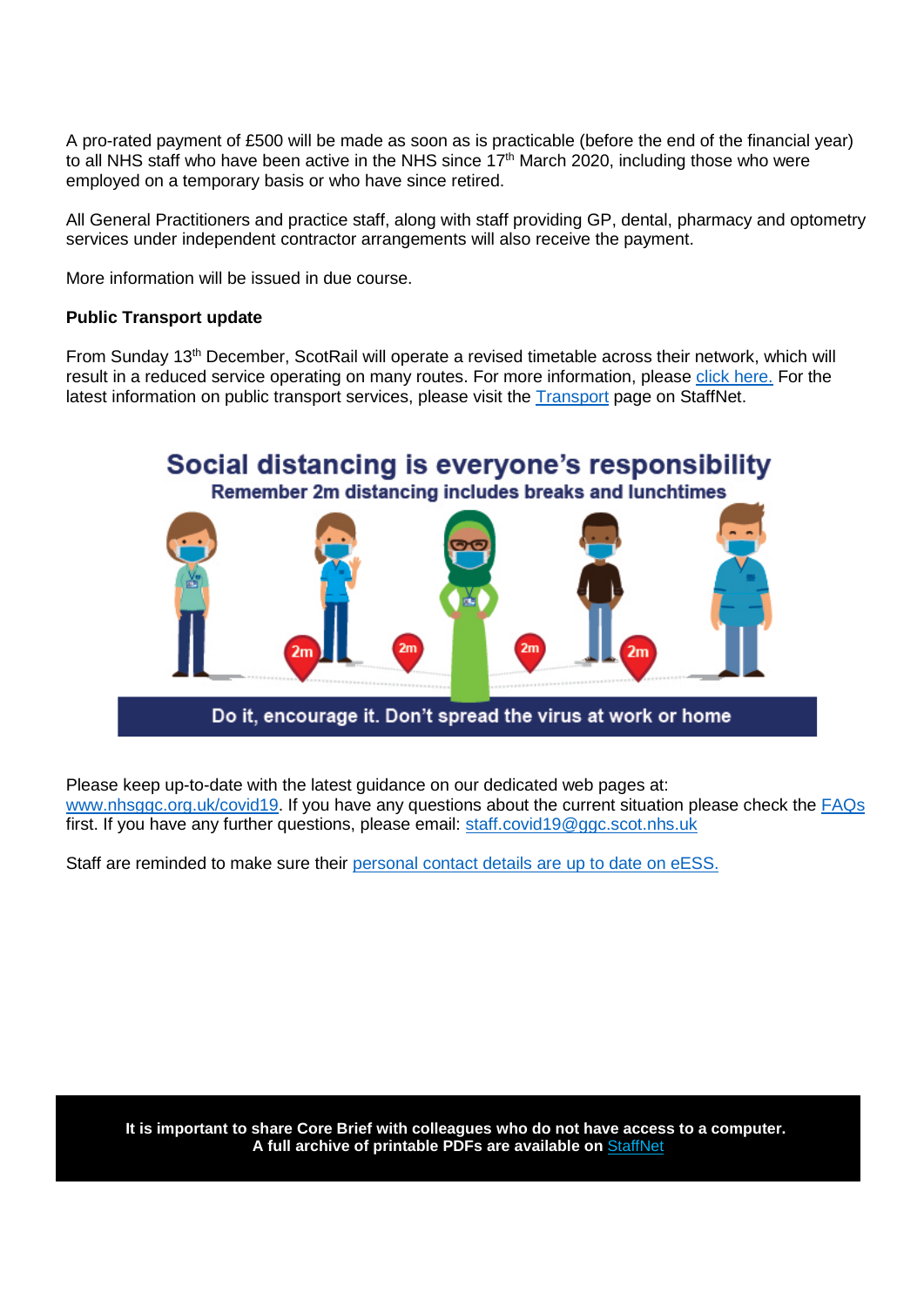A pro-rated payment of £500 will be made as soon as is practicable (before the end of the financial year) to all NHS staff who have been active in the NHS since 17th March 2020, including those who were employed on a temporary basis or who have since retired.

All General Practitioners and practice staff, along with staff providing GP, dental, pharmacy and optometry services under independent contractor arrangements will also receive the payment.

More information will be issued in due course.

**Public Transport update**

From Sunday 13th December, ScotRail will operate a revised timetable across their network, which will result in a reduced service operating on many routes. For more information, please click here. For the latest information on public transport services, please visit the Transport page on StaffNet.

**Social distancing is everyone's responsibility**

**Remember 2m distancing includes breaks and lunchtimes**

2m

2m

2m

2m

**Do it, encourage it. Don't spread the virus at work or home**

Please keep up-to-date with the latest guidance on our dedicated web pages at: www.nhsggc.org.uk/covid19. If you have any questions about the current situation please check the FAQs first. If you have any further questions, please email: staff.covid19@ggc.scot.nhs.uk

Staff are reminded to make sure their personal contact details are up to date on eESS.

**It is important to share Core Brief with colleagues who do not have access to a computer.**
**A full archive of printable PDFs are available on StaffNet**